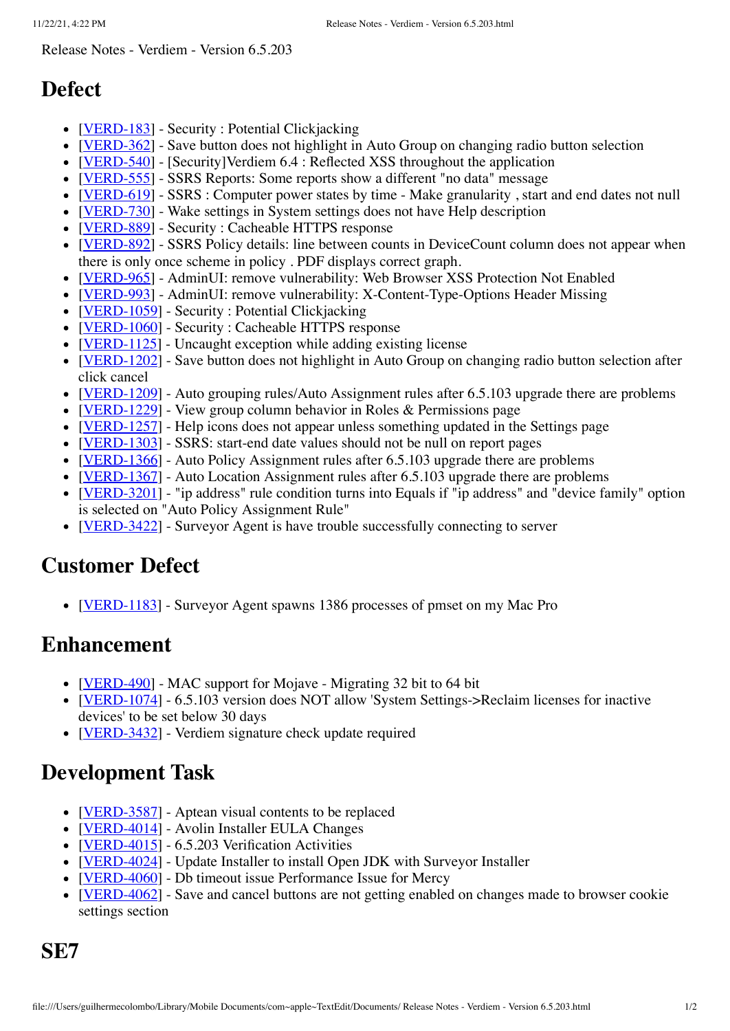Release Notes - Verdiem - Version 6.5.203

## Defect

- [VERD-183] - Security : Potential Clickjacking
- [VERD-362] - Save button does not highlight in Auto Group on changing radio button selection
- [VERD-540] - [Security]Verdiem 6.4 : Reflected XSS throughout the application
- [VERD-555] - SSRS Reports: Some reports show a different "no data" message
- [VERD-619] - SSRS : Computer power states by time - Make granularity , start and end dates not null
- [VERD-730] - Wake settings in System settings does not have Help description
- [VERD-889] - Security : Cacheable HTTPS response
- [VERD-892] - SSRS Policy details: line between counts in DeviceCount column does not appear when there is only once scheme in policy . PDF displays correct graph.
- [VERD-965] - AdminUI: remove vulnerability: Web Browser XSS Protection Not Enabled
- [VERD-993] - AdminUI: remove vulnerability: X-Content-Type-Options Header Missing
- [VERD-1059] - Security : Potential Clickjacking
- [VERD-1060] - Security : Cacheable HTTPS response
- [VERD-1125] - Uncaught exception while adding existing license
- [VERD-1202] - Save button does not highlight in Auto Group on changing radio button selection after click cancel
- [VERD-1209] - Auto grouping rules/Auto Assignment rules after 6.5.103 upgrade there are problems
- [VERD-1229] - View group column behavior in Roles & Permissions page
- [VERD-1257] - Help icons does not appear unless something updated in the Settings page
- [VERD-1303] - SSRS: start-end date values should not be null on report pages
- [VERD-1366] - Auto Policy Assignment rules after 6.5.103 upgrade there are problems
- [VERD-1367] - Auto Location Assignment rules after 6.5.103 upgrade there are problems
- [VERD-3201] - "ip address" rule condition turns into Equals if "ip address" and "device family" option is selected on "Auto Policy Assignment Rule"
- [VERD-3422] - Surveyor Agent is have trouble successfully connecting to server

## Customer Defect

- [VERD-1183] - Surveyor Agent spawns 1386 processes of pmset on my Mac Pro

## Enhancement

- [VERD-490] - MAC support for Mojave - Migrating 32 bit to 64 bit
- [VERD-1074] - 6.5.103 version does NOT allow 'System Settings->Reclaim licenses for inactive devices' to be set below 30 days
- [VERD-3432] - Verdiem signature check update required

## Development Task

- [VERD-3587] - Aptean visual contents to be replaced
- [VERD-4014] - Avolin Installer EULA Changes
- [VERD-4015] - 6.5.203 Verification Activities
- [VERD-4024] - Update Installer to install Open JDK with Surveyor Installer
- [VERD-4060] - Db timeout issue Performance Issue for Mercy
- [VERD-4062] - Save and cancel buttons are not getting enabled on changes made to browser cookie settings section

## SE7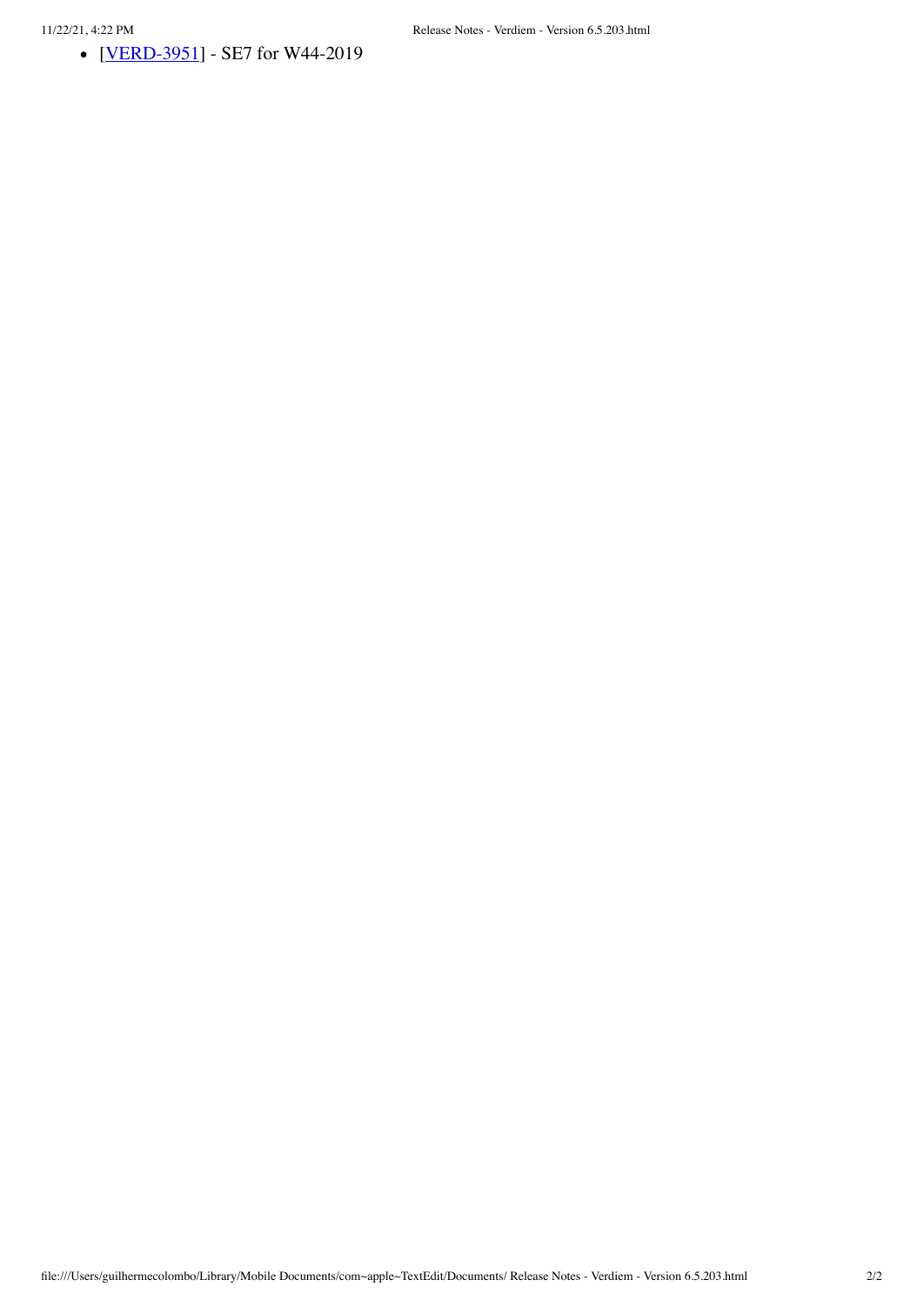- [VERD-3951] - SE7 for W44-2019